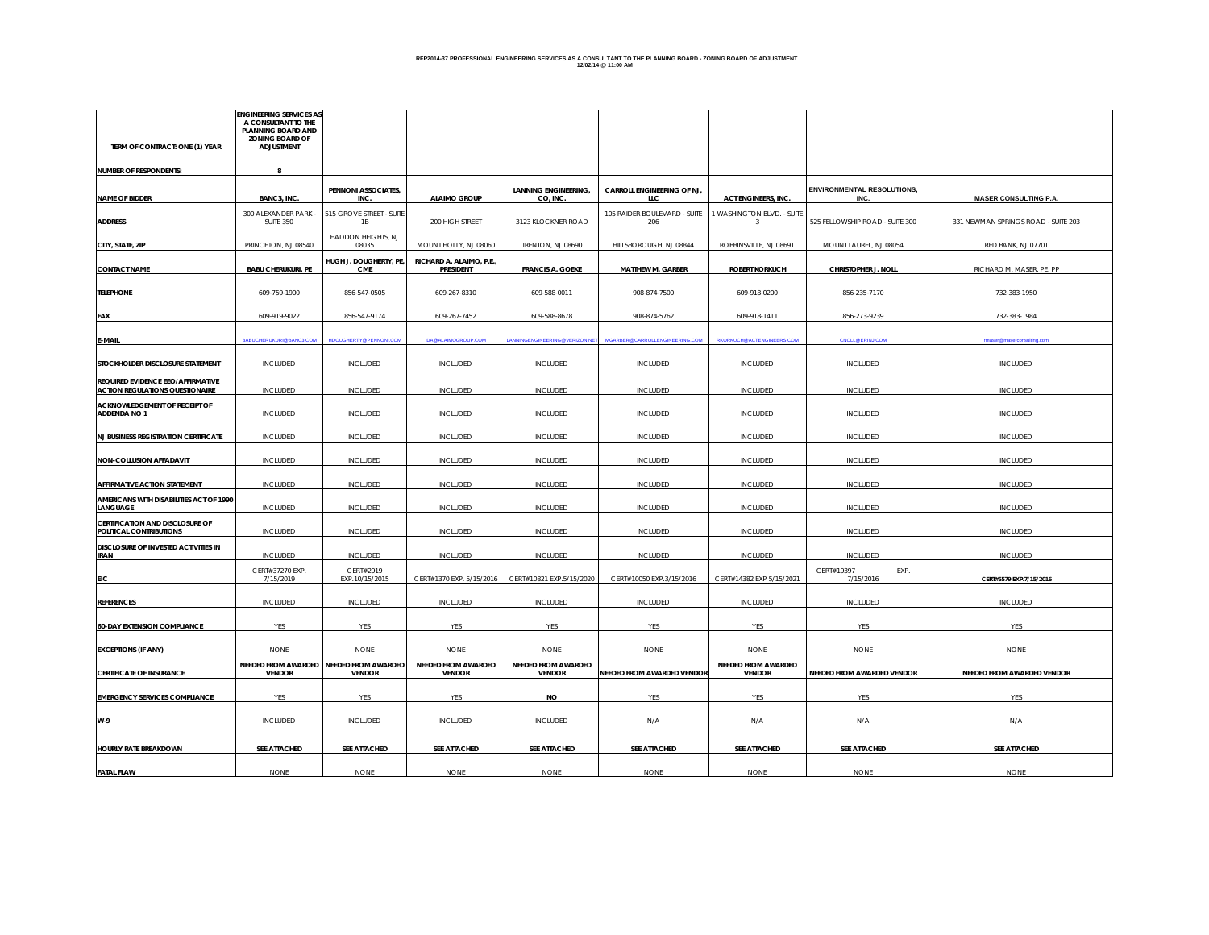RFP2014-37 PROFESSIONAL ENGINEERING SERVICES AS A CONSULTANT TO THE PLANNING BOARD - ZONING BOARD OF ADJUSTMENT
12/02/14 @ 11:00 AM

| TERM OF CONTRACT: ONE (1) YEAR | ENGINEERING SERVICES AS A CONSULTANT TO THE PLANNING BOARD AND ZONING BOARD OF ADJUSTMENT | | | | | | | |
|---|---|---|---|---|---|---|---|---|
| NUMBER OF RESPONDENTS: | 8 | | | | | | | |
| NAME OF BIDDER | BANC3, INC. | PENNONI ASSOCIATES, INC. | ALAIMO GROUP | LANNING ENGINEERING, CO, INC. | CARROLL ENGINEERING OF NJ, LLC | ACT ENGINEERS, INC. | ENVIRONMENTAL RESOLUTIONS, INC. | MASER CONSULTING P.A. |
| ADDRESS | 300 ALEXANDER PARK - SUITE 350 | 515 GROVE STREET - SUITE 1B | 200 HIGH STREET | 3123 KLOCKNER ROAD | 105 RAIDER BOULEVARD - SUITE 206 | 1 WASHINGTON BLVD. - SUITE 3 | 525 FELLOWSHIP ROAD - SUITE 300 | 331 NEWMAN SPRINGS ROAD - SUITE 203 |
| CITY, STATE, ZIP | PRINCETON, NJ 08540 | HADDON HEIGHTS, NJ 08035 | MOUNT HOLLY, NJ 08060 | TRENTON, NJ 08690 | HILLSBOROUGH, NJ 08844 | ROBBINSVILLE, NJ 08691 | MOUNT LAUREL, NJ 08054 | RED BANK, NJ 07701 |
| CONTACT NAME | BABU CHERUKURI, PE | HUGH J. DOUGHERTY, PE, CME | RICHARD A. ALAIMO, P.E., PRESIDENT | FRANCIS A. GOEKE | MATTHEW M. GARBER | ROBERT KORKUCH | CHRISTOPHER J. NOLL | RICHARD M. MASER, PE, PP |
| TELEPHONE | 609-759-1900 | 856-547-0505 | 609-267-8310 | 609-588-0011 | 908-874-7500 | 609-918-0200 | 856-235-7170 | 732-383-1950 |
| FAX | 609-919-9022 | 856-547-9174 | 609-267-7452 | 609-588-8678 | 908-874-5762 | 609-918-1411 | 856-273-9239 | 732-383-1984 |
| E-MAIL | BABUCHERUKURI@BANC3.COM | HDOUGHERTY@PENNONI.COM | DA@ALAIMOGROUP.COM | LANNINGENGINEERING@VERIZON.NET | MGARBER@CARROLLENGINEERING.COM | RKORKUCH@ACTENGINEERS.COM | CNOLL@ERINJ.COM | rmaser@maserconsulting.com |
| STOCKHOLDER DISCLOSURE STATEMENT | INCLUDED | INCLUDED | INCLUDED | INCLUDED | INCLUDED | INCLUDED | INCLUDED | INCLUDED |
| REQUIRED EVIDENCE EEO/AFFIRMATIVE ACTION REGULATIONS QUESTIONAIRE | INCLUDED | INCLUDED | INCLUDED | INCLUDED | INCLUDED | INCLUDED | INCLUDED | INCLUDED |
| ACKNOWLEDGEMENT OF RECEIPT OF ADDENDA NO 1 | INCLUDED | INCLUDED | INCLUDED | INCLUDED | INCLUDED | INCLUDED | INCLUDED | INCLUDED |
| NJ BUSINESS REGISTRATION CERTIFICATE | INCLUDED | INCLUDED | INCLUDED | INCLUDED | INCLUDED | INCLUDED | INCLUDED | INCLUDED |
| NON-COLLUSION AFFADAVIT | INCLUDED | INCLUDED | INCLUDED | INCLUDED | INCLUDED | INCLUDED | INCLUDED | INCLUDED |
| AFFIRMATIVE ACTION STATEMENT | INCLUDED | INCLUDED | INCLUDED | INCLUDED | INCLUDED | INCLUDED | INCLUDED | INCLUDED |
| AMERICANS WITH DISABILITIES ACT OF 1990 LANGUAGE | INCLUDED | INCLUDED | INCLUDED | INCLUDED | INCLUDED | INCLUDED | INCLUDED | INCLUDED |
| CERTIFICATION AND DISCLOSURE OF POLITICAL CONTRIBUTIONS | INCLUDED | INCLUDED | INCLUDED | INCLUDED | INCLUDED | INCLUDED | INCLUDED | INCLUDED |
| DISCLOSURE OF INVESTED ACTIVITIES IN IRAN | INCLUDED | INCLUDED | INCLUDED | INCLUDED | INCLUDED | INCLUDED | INCLUDED | INCLUDED |
| EIC | CERT#37270 EXP. 7/15/2019 | CERT#2919 EXP.10/15/2015 | CERT#1370 EXP. 5/15/2016 | CERT#10821 EXP.5/15/2020 | CERT#10050 EXP.3/15/2016 | CERT#14382 EXP 5/15/2021 | CERT#19397 EXP. 7/15/2016 | CERT#5579 EXP.7/15/2016 |
| REFERENCES | INCLUDED | INCLUDED | INCLUDED | INCLUDED | INCLUDED | INCLUDED | INCLUDED | INCLUDED |
| 60-DAY EXTENSION COMPLIANCE | YES | YES | YES | YES | YES | YES | YES | YES |
| EXCEPTIONS (IF ANY) | NONE | NONE | NONE | NONE | NONE | NONE | NONE | NONE |
| CERTIFICATE OF INSURANCE | NEEDED FROM AWARDED VENDOR | NEEDED FROM AWARDED VENDOR | NEEDED FROM AWARDED VENDOR | NEEDED FROM AWARDED VENDOR | NEEDED FROM AWARDED VENDOR | NEEDED FROM AWARDED VENDOR | NEEDED FROM AWARDED VENDOR | NEEDED FROM AWARDED VENDOR |
| EMERGENCY SERVICES COMPLIANCE | YES | YES | YES | NO | YES | YES | YES | YES |
| W-9 | INCLUDED | INCLUDED | INCLUDED | INCLUDED | N/A | N/A | N/A | N/A |
| HOURLY RATE BREAKDOWN | SEE ATTACHED | SEE ATTACHED | SEE ATTACHED | SEE ATTACHED | SEE ATTACHED | SEE ATTACHED | SEE ATTACHED | SEE ATTACHED |
| FATAL FLAW | NONE | NONE | NONE | NONE | NONE | NONE | NONE | NONE |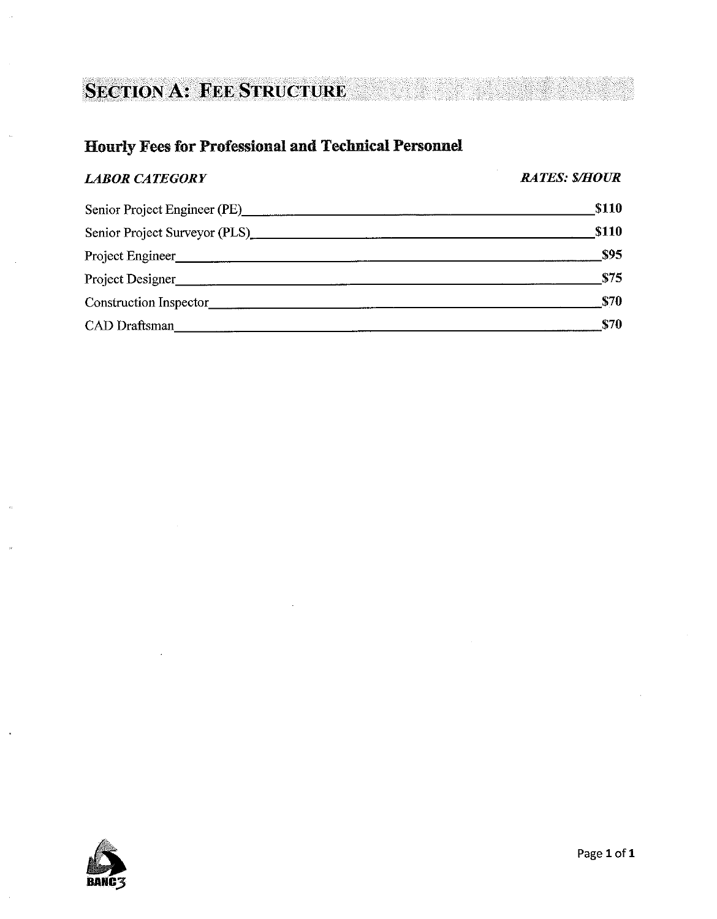# Section A: Fee Structure

## Hourly Fees for Professional and Technical Personnel

| *LABOR CATEGORY* | *RATES: $/HOUR* |
| --- | --- |
| Senior Project Engineer (PE) | $110 |
| Senior Project Surveyor (PLS) | $110 |
| Project Engineer | $95 |
| Project Designer | $75 |
| Construction Inspector | $70 |
| CAD Draftsman | $70 |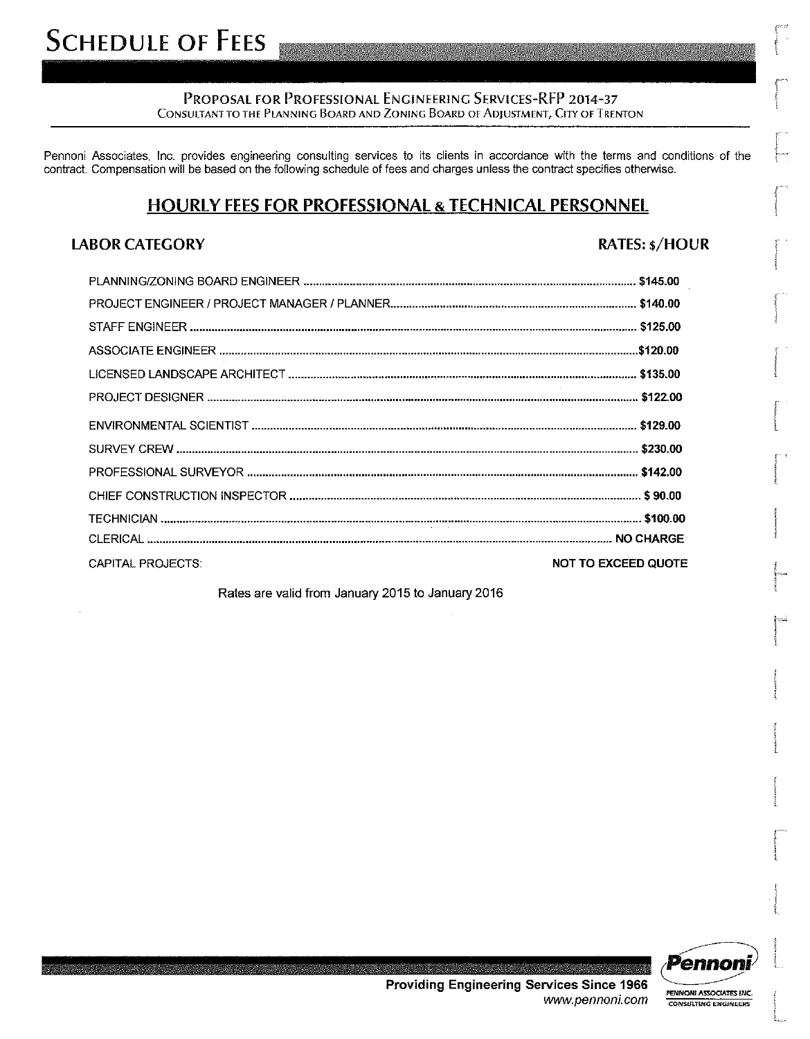# Schedule of Fees

**Proposal for Professional Engineering Services-RFP 2014-37**

Consultant to the Planning Board and Zoning Board of Adjustment, City of Trenton

Pennoni Associates, Inc. provides engineering consulting services to its clients in accordance with the terms and conditions of the contract. Compensation will be based on the following schedule of fees and charges unless the contract specifies otherwise.

## HOURLY FEES FOR PROFESSIONAL & TECHNICAL PERSONNEL

| LABOR CATEGORY | RATES: $/HOUR |
|---|---|
| PLANNING/ZONING BOARD ENGINEER | $145.00 |
| PROJECT ENGINEER / PROJECT MANAGER / PLANNER | $140.00 |
| STAFF ENGINEER | $125.00 |
| ASSOCIATE ENGINEER | $120.00 |
| LICENSED LANDSCAPE ARCHITECT | $135.00 |
| PROJECT DESIGNER | $122.00 |
| ENVIRONMENTAL SCIENTIST | $129.00 |
| SURVEY CREW | $230.00 |
| PROFESSIONAL SURVEYOR | $142.00 |
| CHIEF CONSTRUCTION INSPECTOR | $ 90.00 |
| TECHNICIAN | $100.00 |
| CLERICAL | NO CHARGE |
| CAPITAL PROJECTS: | NOT TO EXCEED QUOTE |

Rates are valid from January 2015 to January 2016

**Providing Engineering Services Since 1966**
www.pennoni.com

Pennoni
PENNONI ASSOCIATES INC.
CONSULTING ENGINEERS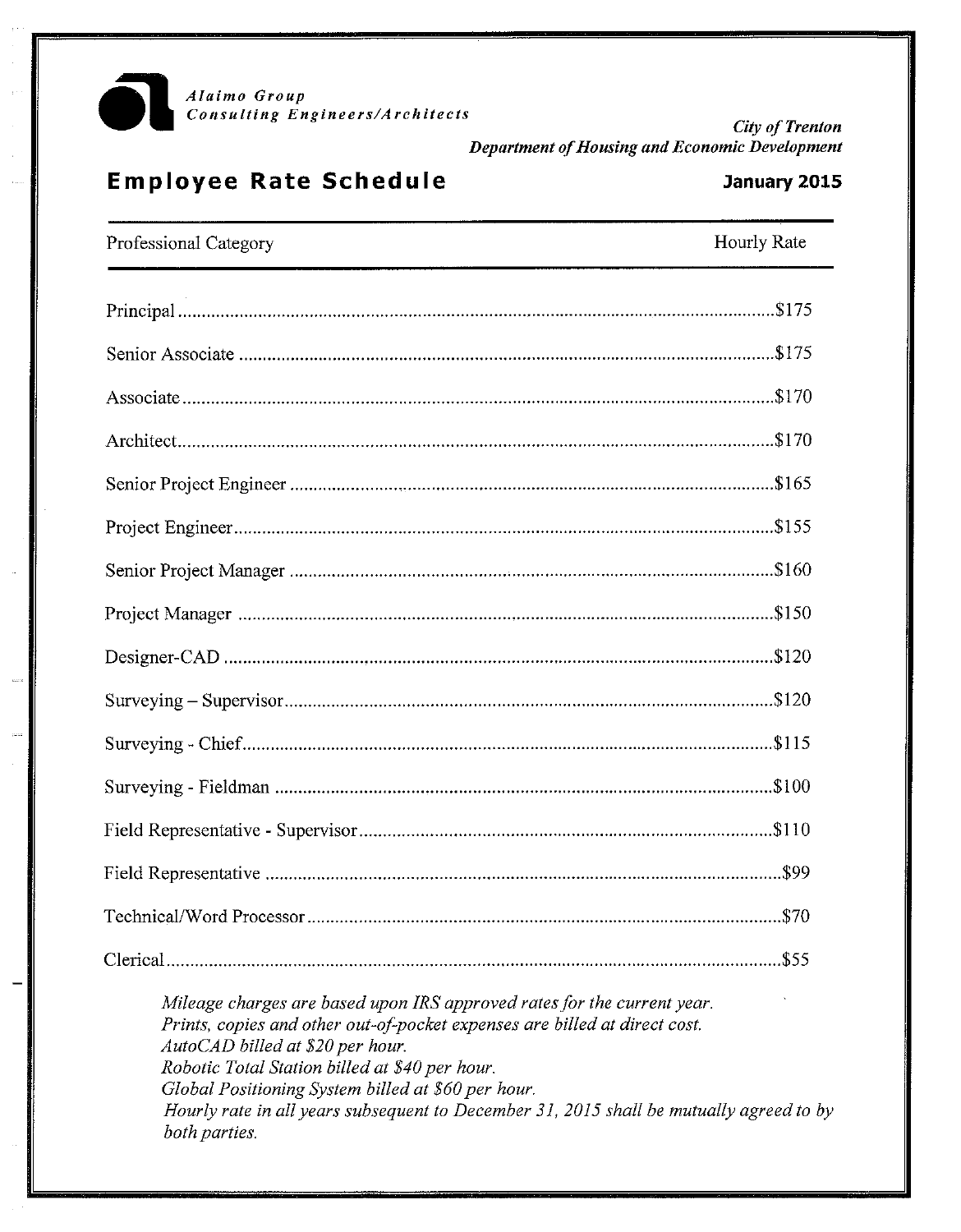*Alaimo Group*
*Consulting Engineers/Architects*

*City of Trenton*
*Department of Housing and Economic Development*

# Employee Rate Schedule

**January 2015**

| Professional Category | Hourly Rate |
|---|---|
| Principal | $175 |
| Senior Associate | $175 |
| Associate | $170 |
| Architect | $170 |
| Senior Project Engineer | $165 |
| Project Engineer | $155 |
| Senior Project Manager | $160 |
| Project Manager | $150 |
| Designer-CAD | $120 |
| Surveying – Supervisor | $120 |
| Surveying - Chief | $115 |
| Surveying - Fieldman | $100 |
| Field Representative - Supervisor | $110 |
| Field Representative | $99 |
| Technical/Word Processor | $70 |
| Clerical | $55 |

*Mileage charges are based upon IRS approved rates for the current year.*
*Prints, copies and other out-of-pocket expenses are billed at direct cost.*
*AutoCAD billed at $20 per hour.*
*Robotic Total Station billed at $40 per hour.*
*Global Positioning System billed at $60 per hour.*
*Hourly rate in all years subsequent to December 31, 2015 shall be mutually agreed to by both parties.*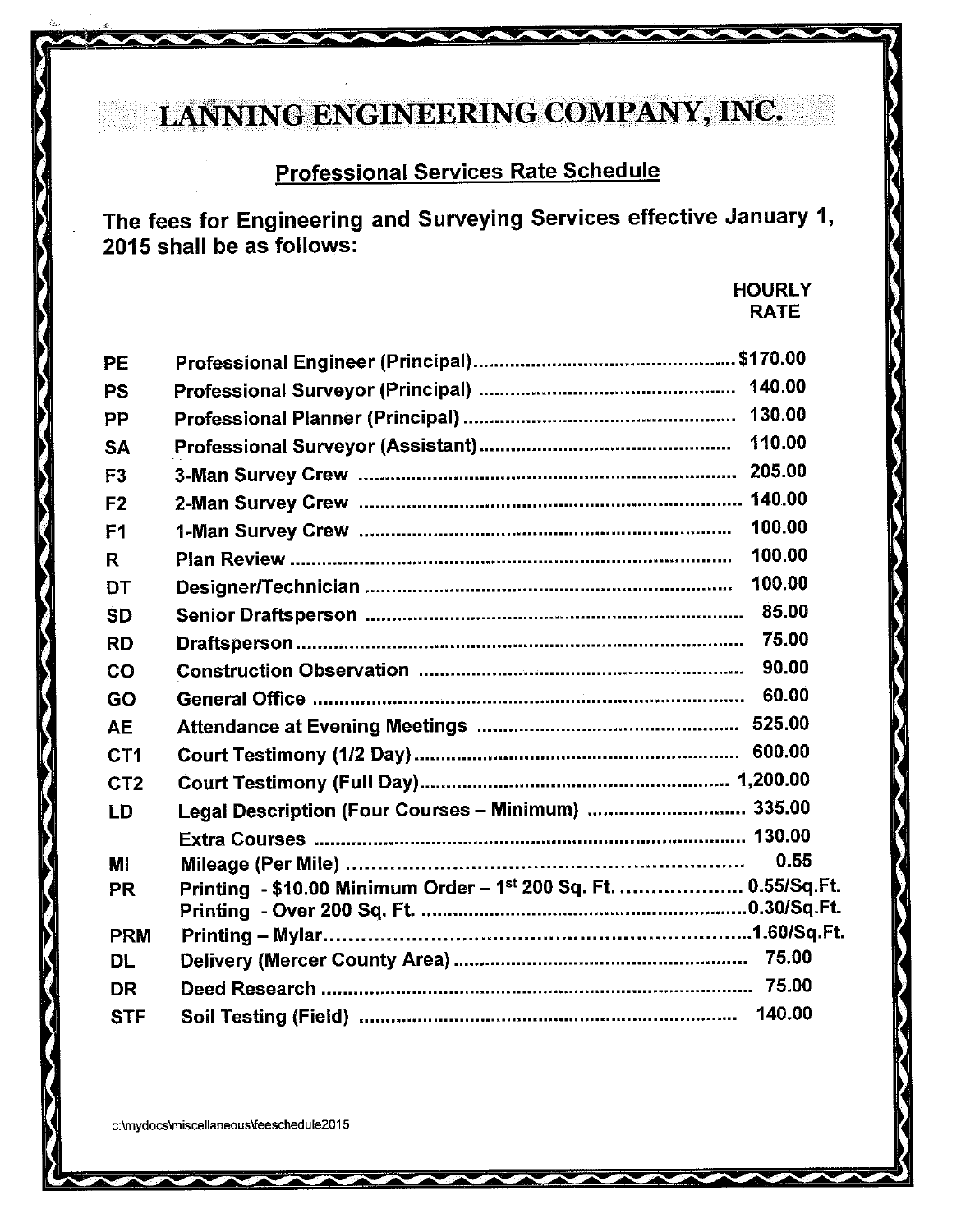# LANNING ENGINEERING COMPANY, INC.

## Professional Services Rate Schedule

**The fees for Engineering and Surveying Services effective January 1, 2015 shall be as follows:**

| Code | Service | HOURLY RATE |
|---|---|---|
| PE | Professional Engineer (Principal) | $170.00 |
| PS | Professional Surveyor (Principal) | 140.00 |
| PP | Professional Planner (Principal) | 130.00 |
| SA | Professional Surveyor (Assistant) | 110.00 |
| F3 | 3-Man Survey Crew | 205.00 |
| F2 | 2-Man Survey Crew | 140.00 |
| F1 | 1-Man Survey Crew | 100.00 |
| R | Plan Review | 100.00 |
| DT | Designer/Technician | 100.00 |
| SD | Senior Draftsperson | 85.00 |
| RD | Draftsperson | 75.00 |
| CO | Construction Observation | 90.00 |
| GO | General Office | 60.00 |
| AE | Attendance at Evening Meetings | 525.00 |
| CT1 | Court Testimony (1/2 Day) | 600.00 |
| CT2 | Court Testimony (Full Day) | 1,200.00 |
| LD | Legal Description (Four Courses – Minimum) | 335.00 |
| | Extra Courses | 130.00 |
| MI | Mileage (Per Mile) | 0.55 |
| PR | Printing - $10.00 Minimum Order – 1st 200 Sq. Ft. | 0.55/Sq.Ft. |
| | Printing - Over 200 Sq. Ft. | 0.30/Sq.Ft. |
| PRM | Printing – Mylar | 1.60/Sq.Ft. |
| DL | Delivery (Mercer County Area) | 75.00 |
| DR | Deed Research | 75.00 |
| STF | Soil Testing (Field) | 140.00 |

c:\mydocs\miscellaneous\feeschedule2015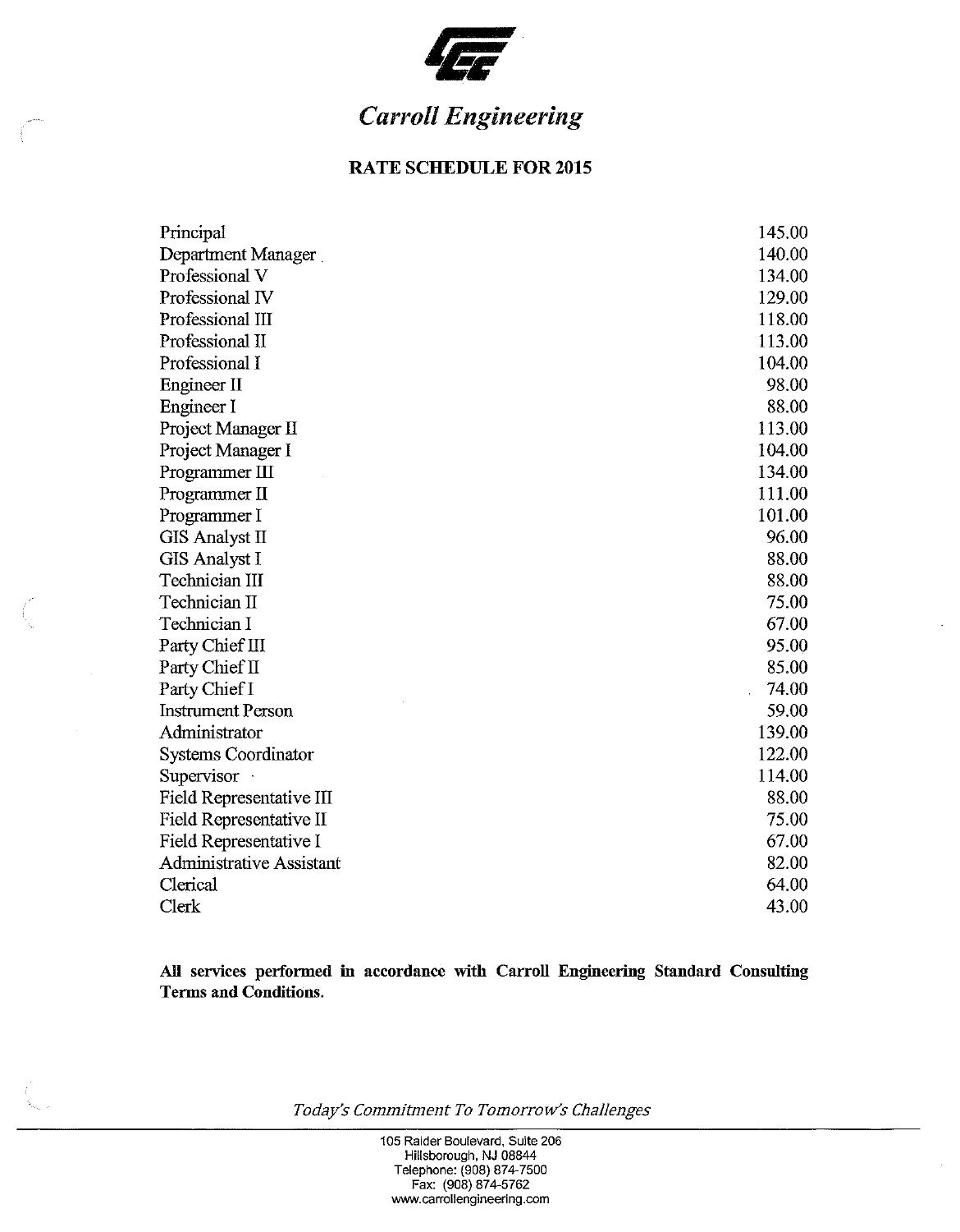# Carroll Engineering

## RATE SCHEDULE FOR 2015

| Position | Rate |
|---|---|
| Principal | 145.00 |
| Department Manager | 140.00 |
| Professional V | 134.00 |
| Professional IV | 129.00 |
| Professional III | 118.00 |
| Professional II | 113.00 |
| Professional I | 104.00 |
| Engineer II | 98.00 |
| Engineer I | 88.00 |
| Project Manager II | 113.00 |
| Project Manager I | 104.00 |
| Programmer III | 134.00 |
| Programmer II | 111.00 |
| Programmer I | 101.00 |
| GIS Analyst II | 96.00 |
| GIS Analyst I | 88.00 |
| Technician III | 88.00 |
| Technician II | 75.00 |
| Technician I | 67.00 |
| Party Chief III | 95.00 |
| Party Chief II | 85.00 |
| Party Chief I | 74.00 |
| Instrument Person | 59.00 |
| Administrator | 139.00 |
| Systems Coordinator | 122.00 |
| Supervisor | 114.00 |
| Field Representative III | 88.00 |
| Field Representative II | 75.00 |
| Field Representative I | 67.00 |
| Administrative Assistant | 82.00 |
| Clerical | 64.00 |
| Clerk | 43.00 |

**All services performed in accordance with Carroll Engineering Standard Consulting Terms and Conditions.**

*Today's Commitment To Tomorrow's Challenges*

105 Raider Boulevard, Suite 206
Hillsborough, NJ 08844
Telephone: (908) 874-7500
Fax: (908) 874-5762
www.carrollengineering.com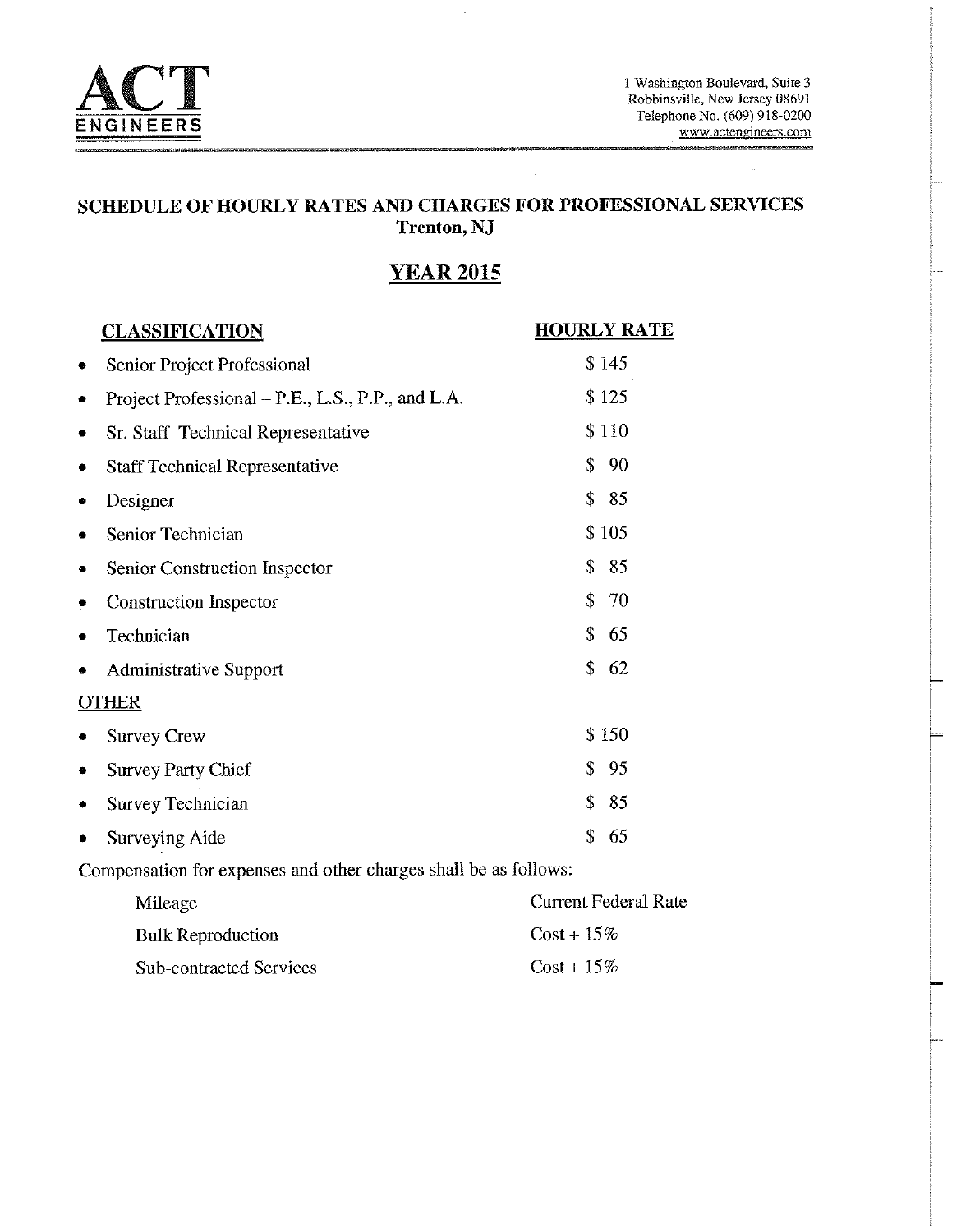**ACT ENGINEERS**

1 Washington Boulevard, Suite 3
Robbinsville, New Jersey 08691
Telephone No. (609) 918-0200
www.actengineers.com

## SCHEDULE OF HOURLY RATES AND CHARGES FOR PROFESSIONAL SERVICES
### Trenton, NJ

## YEAR 2015

| CLASSIFICATION | HOURLY RATE |
|---|---|
| • Senior Project Professional | $ 145 |
| • Project Professional – P.E., L.S., P.P., and L.A. | $ 125 |
| • Sr. Staff Technical Representative | $ 110 |
| • Staff Technical Representative | $ 90 |
| • Designer | $ 85 |
| • Senior Technician | $ 105 |
| • Senior Construction Inspector | $ 85 |
| • Construction Inspector | $ 70 |
| • Technician | $ 65 |
| • Administrative Support | $ 62 |
| **OTHER** | |
| • Survey Crew | $ 150 |
| • Survey Party Chief | $ 95 |
| • Survey Technician | $ 85 |
| • Surveying Aide | $ 65 |

Compensation for expenses and other charges shall be as follows:

| | |
|---|---|
| Mileage | Current Federal Rate |
| Bulk Reproduction | Cost + 15% |
| Sub-contracted Services | Cost + 15% |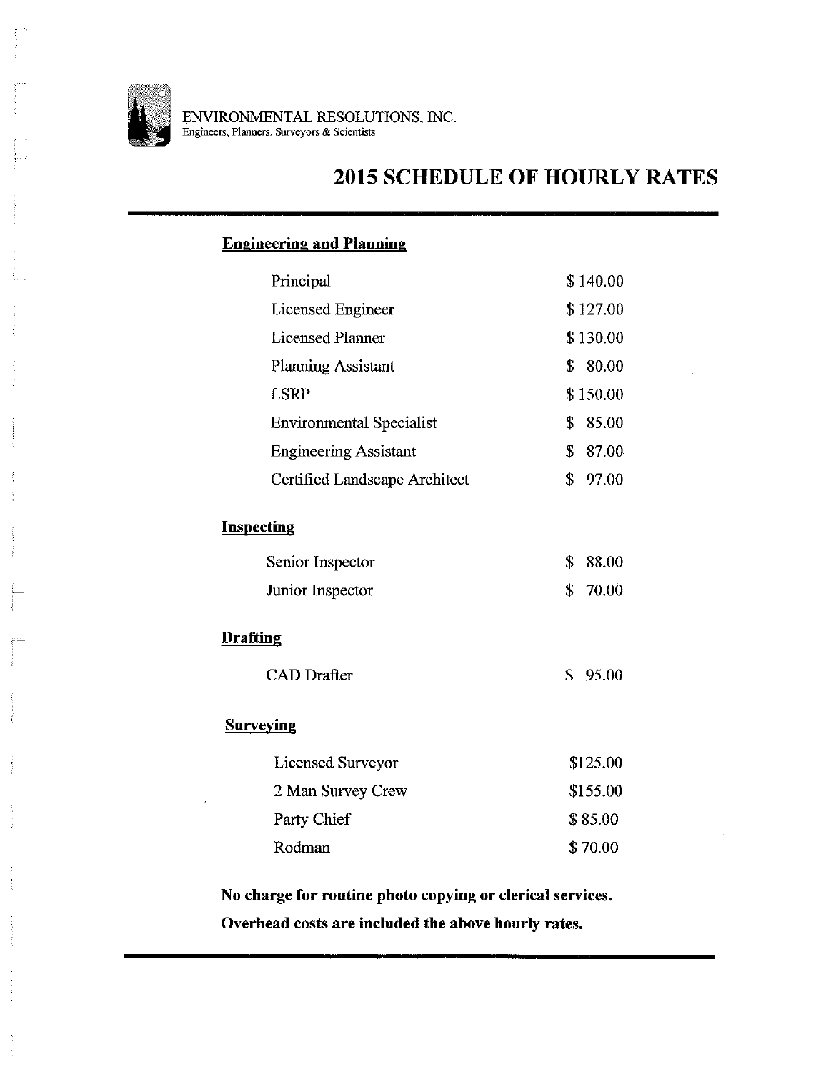ENVIRONMENTAL RESOLUTIONS, INC.

Engineers, Planners, Surveyors & Scientists

# 2015 SCHEDULE OF HOURLY RATES

## Engineering and Planning

| | |
|---|---|
| Principal | $ 140.00 |
| Licensed Engineer | $ 127.00 |
| Licensed Planner | $ 130.00 |
| Planning Assistant | $ 80.00 |
| LSRP | $ 150.00 |
| Environmental Specialist | $ 85.00 |
| Engineering Assistant | $ 87.00 |
| Certified Landscape Architect | $ 97.00 |

## Inspecting

| | |
|---|---|
| Senior Inspector | $ 88.00 |
| Junior Inspector | $ 70.00 |

## Drafting

| | |
|---|---|
| CAD Drafter | $ 95.00 |

## Surveying

| | |
|---|---|
| Licensed Surveyor | $125.00 |
| 2 Man Survey Crew | $155.00 |
| Party Chief | $ 85.00 |
| Rodman | $ 70.00 |

**No charge for routine photo copying or clerical services.**

**Overhead costs are included the above hourly rates.**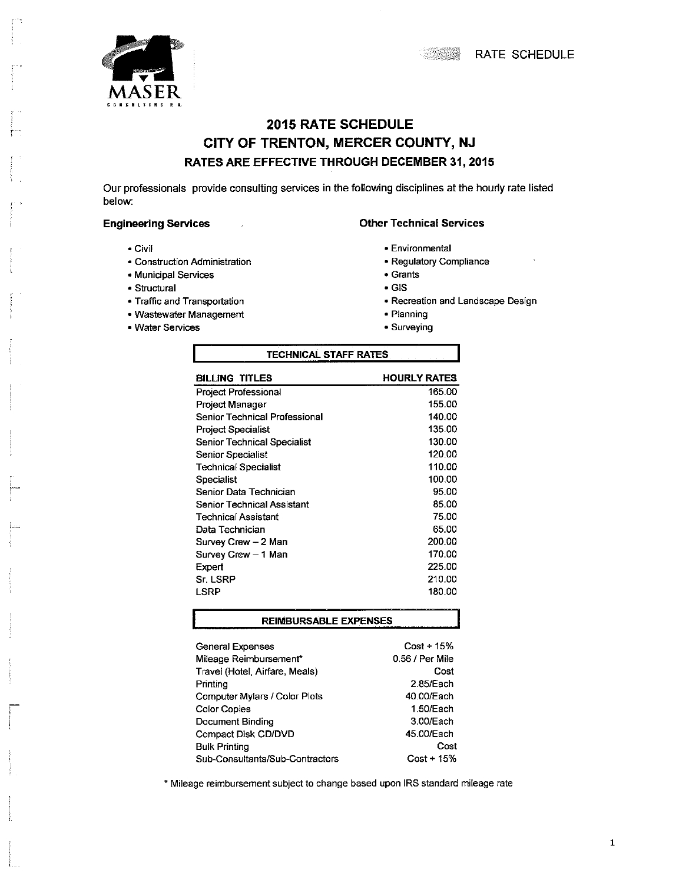MASER CONSULTING P.A.

RATE SCHEDULE

# 2015 RATE SCHEDULE
## CITY OF TRENTON, MERCER COUNTY, NJ
### RATES ARE EFFECTIVE THROUGH DECEMBER 31, 2015

Our professionals provide consulting services in the following disciplines at the hourly rate listed below:

**Engineering Services**

- Civil
- Construction Administration
- Municipal Services
- Structural
- Traffic and Transportation
- Wastewater Management
- Water Services

**Other Technical Services**

- Environmental
- Regulatory Compliance
- Grants
- GIS
- Recreation and Landscape Design
- Planning
- Surveying

**TECHNICAL STAFF RATES**

| BILLING TITLES | HOURLY RATES |
|---|---|
| Project Professional | 165.00 |
| Project Manager | 155.00 |
| Senior Technical Professional | 140.00 |
| Project Specialist | 135.00 |
| Senior Technical Specialist | 130.00 |
| Senior Specialist | 120.00 |
| Technical Specialist | 110.00 |
| Specialist | 100.00 |
| Senior Data Technician | 95.00 |
| Senior Technical Assistant | 85.00 |
| Technical Assistant | 75.00 |
| Data Technician | 65.00 |
| Survey Crew – 2 Man | 200.00 |
| Survey Crew – 1 Man | 170.00 |
| Expert | 225.00 |
| Sr. LSRP | 210.00 |
| LSRP | 180.00 |

**REIMBURSABLE EXPENSES**

| | |
|---|---|
| General Expenses | Cost + 15% |
| Mileage Reimbursement* | 0.56 / Per Mile |
| Travel (Hotel, Airfare, Meals) | Cost |
| Printing | 2.85/Each |
| Computer Mylars / Color Plots | 40.00/Each |
| Color Copies | 1.50/Each |
| Document Binding | 3.00/Each |
| Compact Disk CD/DVD | 45.00/Each |
| Bulk Printing | Cost |
| Sub-Consultants/Sub-Contractors | Cost + 15% |

* Mileage reimbursement subject to change based upon IRS standard mileage rate